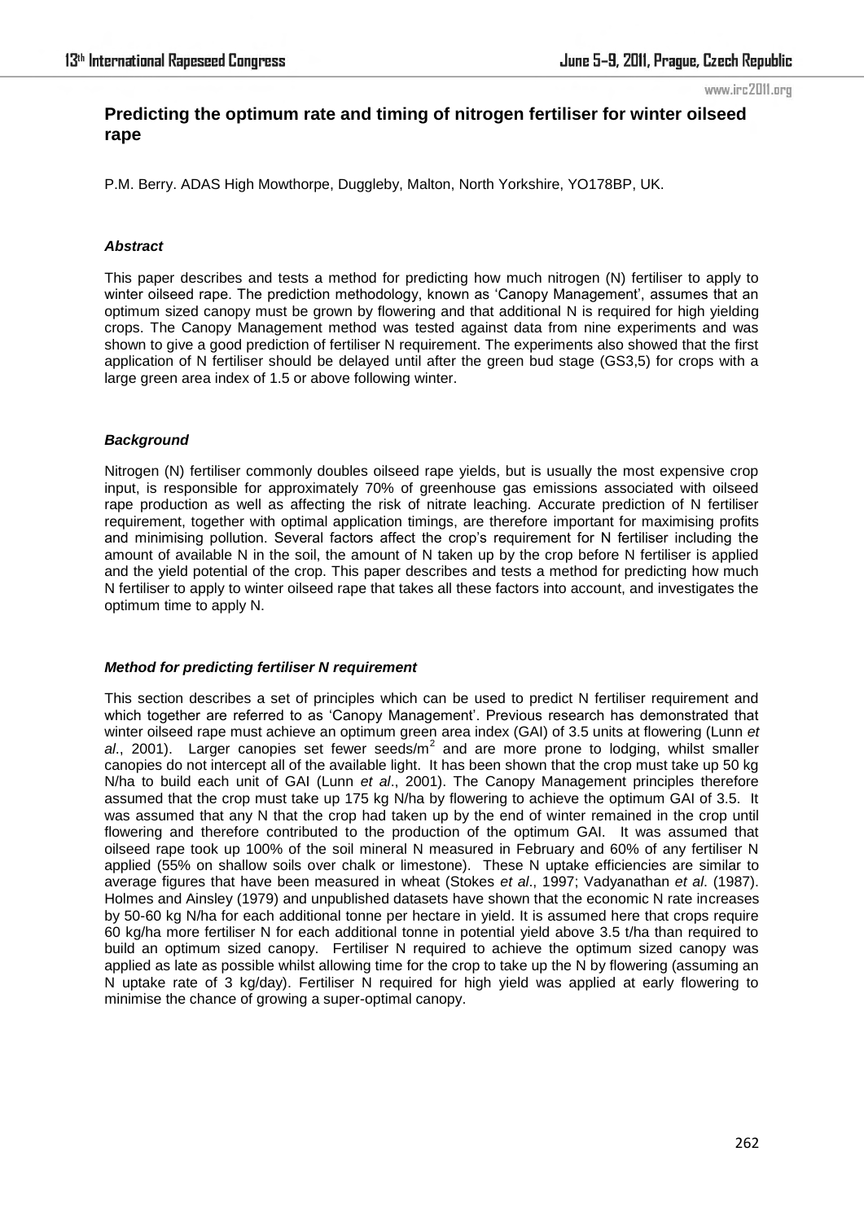# Predicting the optimum rate and timing of nitrogen fertiliser for winter oilseed rape

P.M. Berry. ADAS High Mowthorpe, Duggleby, Malton, North Yorkshire, YO178BP, UK.

### *Abstract*

This paper describes and tests a method for predicting how much nitrogen (N) fertiliser to apply to winter oilseed rape. The prediction methodology, known as 'Canopy Management', assumes that an optimum sized canopy must be grown by flowering and that additional N is required for high yielding crops. The Canopy Management method was tested against data from nine experiments and was shown to give a good prediction of fertiliser N requirement. The experiments also showed that the first application of N fertiliser should be delayed until after the green bud stage (GS3,5) for crops with a large green area index of 1.5 or above following winter.

### *Background*

Nitrogen (N) fertiliser commonly doubles oilseed rape yields, but is usually the most expensive crop input, is responsible for approximately 70% of greenhouse gas emissions associated with oilseed rape production as well as affecting the risk of nitrate leaching. Accurate prediction of N fertiliser requirement, together with optimal application timings, are therefore important for maximising profits and minimising pollution. Several factors affect the crop's requirement for N fertiliser including the amount of available N in the soil, the amount of N taken up by the crop before N fertiliser is applied and the yield potential of the crop. This paper describes and tests a method for predicting how much N fertiliser to apply to winter oilseed rape that takes all these factors into account, and investigates the optimum time to apply N.

### *Method for predicting fertiliser N requirement*

This section describes a set of principles which can be used to predict N fertiliser requirement and which together are referred to as 'Canopy Management'. Previous research has demonstrated that winter oilseed rape must achieve an optimum green area index (GAI) of 3.5 units at flowering (Lunn *et al*., 2001). Larger canopies set fewer seeds/m$^2$ and are more prone to lodging, whilst smaller canopies do not intercept all of the available light. It has been shown that the crop must take up 50 kg N/ha to build each unit of GAI (Lunn *et al*., 2001). The Canopy Management principles therefore assumed that the crop must take up 175 kg N/ha by flowering to achieve the optimum GAI of 3.5. It was assumed that any N that the crop had taken up by the end of winter remained in the crop until flowering and therefore contributed to the production of the optimum GAI. It was assumed that oilseed rape took up 100% of the soil mineral N measured in February and 60% of any fertiliser N applied (55% on shallow soils over chalk or limestone). These N uptake efficiencies are similar to average figures that have been measured in wheat (Stokes *et al*., 1997; Vadyanathan *et al*. (1987). Holmes and Ainsley (1979) and unpublished datasets have shown that the economic N rate increases by 50-60 kg N/ha for each additional tonne per hectare in yield. It is assumed here that crops require 60 kg/ha more fertiliser N for each additional tonne in potential yield above 3.5 t/ha than required to build an optimum sized canopy. Fertiliser N required to achieve the optimum sized canopy was applied as late as possible whilst allowing time for the crop to take up the N by flowering (assuming an N uptake rate of 3 kg/day). Fertiliser N required for high yield was applied at early flowering to minimise the chance of growing a super-optimal canopy.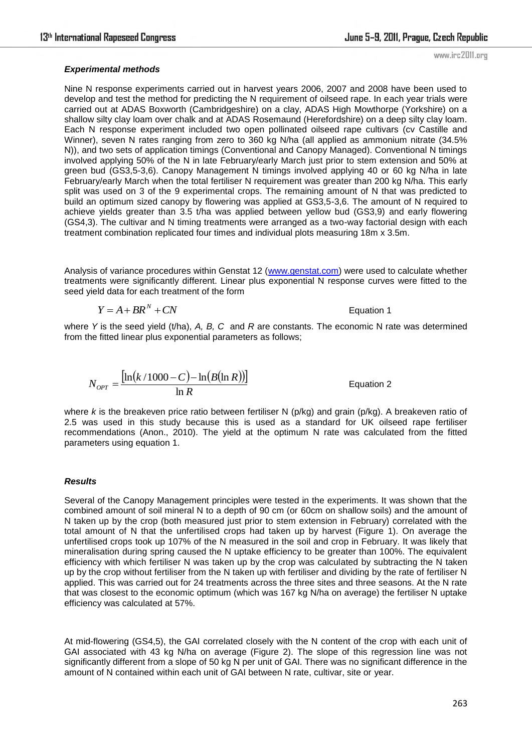### *Experimental methods*

Nine N response experiments carried out in harvest years 2006, 2007 and 2008 have been used to develop and test the method for predicting the N requirement of oilseed rape. In each year trials were carried out at ADAS Boxworth (Cambridgeshire) on a clay, ADAS High Mowthorpe (Yorkshire) on a shallow silty clay loam over chalk and at ADAS Rosemaund (Herefordshire) on a deep silty clay loam. Each N response experiment included two open pollinated oilseed rape cultivars (cv Castille and Winner), seven N rates ranging from zero to 360 kg N/ha (all applied as ammonium nitrate (34.5% N)), and two sets of application timings (Conventional and Canopy Managed). Conventional N timings involved applying 50% of the N in late February/early March just prior to stem extension and 50% at green bud (GS3,5-3,6). Canopy Management N timings involved applying 40 or 60 kg N/ha in late February/early March when the total fertiliser N requirement was greater than 200 kg N/ha. This early split was used on 3 of the 9 experimental crops. The remaining amount of N that was predicted to build an optimum sized canopy by flowering was applied at GS3,5-3,6. The amount of N required to achieve yields greater than 3.5 t/ha was applied between yellow bud (GS3,9) and early flowering (GS4,3). The cultivar and N timing treatments were arranged as a two-way factorial design with each treatment combination replicated four times and individual plots measuring 18m x 3.5m.

Analysis of variance procedures within Genstat 12 (www.genstat.com) were used to calculate whether treatments were significantly different. Linear plus exponential N response curves were fitted to the seed yield data for each treatment of the form

$$Y = A + BR^N + CN \qquad \text{Equation 1}$$

where $Y$ is the seed yield (t/ha), $A$, $B$, $C$ and $R$ are constants. The economic N rate was determined from the fitted linear plus exponential parameters as follows;

$$N_{OPT} = \frac{\left[\ln(k/1000 - C) - \ln(B(\ln R))\right]}{\ln R} \qquad \text{Equation 2}$$

where $k$ is the breakeven price ratio between fertiliser N (p/kg) and grain (p/kg). A breakeven ratio of 2.5 was used in this study because this is used as a standard for UK oilseed rape fertiliser recommendations (Anon., 2010). The yield at the optimum N rate was calculated from the fitted parameters using equation 1.

### *Results*

Several of the Canopy Management principles were tested in the experiments. It was shown that the combined amount of soil mineral N to a depth of 90 cm (or 60cm on shallow soils) and the amount of N taken up by the crop (both measured just prior to stem extension in February) correlated with the total amount of N that the unfertilised crops had taken up by harvest (Figure 1). On average the unfertilised crops took up 107% of the N measured in the soil and crop in February. It was likely that mineralisation during spring caused the N uptake efficiency to be greater than 100%. The equivalent efficiency with which fertiliser N was taken up by the crop was calculated by subtracting the N taken up by the crop without fertiliser from the N taken up with fertiliser and dividing by the rate of fertiliser N applied. This was carried out for 24 treatments across the three sites and three seasons. At the N rate that was closest to the economic optimum (which was 167 kg N/ha on average) the fertiliser N uptake efficiency was calculated at 57%.

At mid-flowering (GS4,5), the GAI correlated closely with the N content of the crop with each unit of GAI associated with 43 kg N/ha on average (Figure 2). The slope of this regression line was not significantly different from a slope of 50 kg N per unit of GAI. There was no significant difference in the amount of N contained within each unit of GAI between N rate, cultivar, site or year.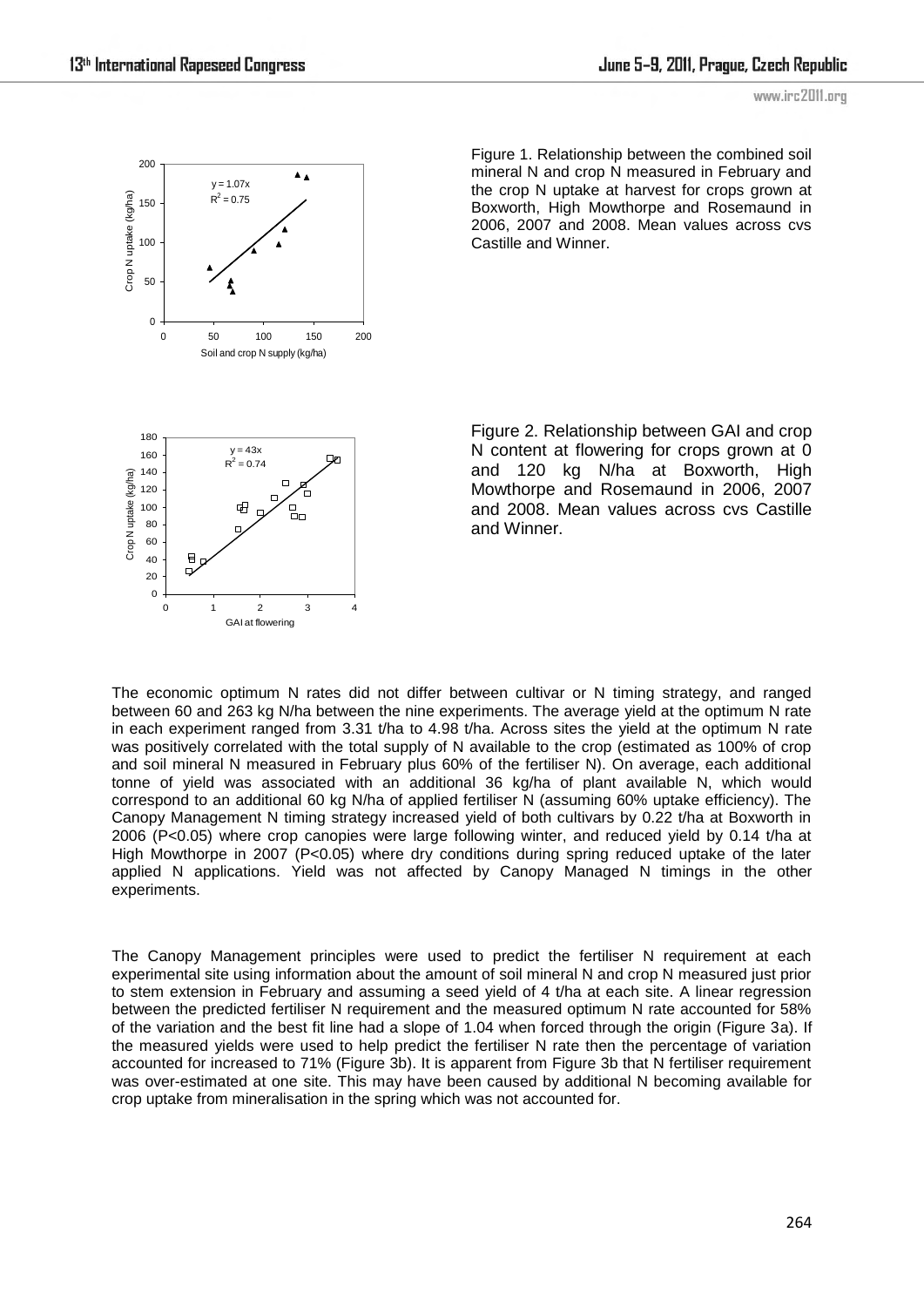Figure 1. Relationship between the combined soil mineral N and crop N measured in February and the crop N uptake at harvest for crops grown at Boxworth, High Mowthorpe and Rosemaund in 2006, 2007 and 2008. Mean values across cvs Castille and Winner.

Figure 2. Relationship between GAI and crop N content at flowering for crops grown at 0 and 120 kg N/ha at Boxworth, High Mowthorpe and Rosemaund in 2006, 2007 and 2008. Mean values across cvs Castille and Winner.

The economic optimum N rates did not differ between cultivar or N timing strategy, and ranged between 60 and 263 kg N/ha between the nine experiments. The average yield at the optimum N rate in each experiment ranged from 3.31 t/ha to 4.98 t/ha. Across sites the yield at the optimum N rate was positively correlated with the total supply of N available to the crop (estimated as 100% of crop and soil mineral N measured in February plus 60% of the fertiliser N). On average, each additional tonne of yield was associated with an additional 36 kg/ha of plant available N, which would correspond to an additional 60 kg N/ha of applied fertiliser N (assuming 60% uptake efficiency). The Canopy Management N timing strategy increased yield of both cultivars by 0.22 t/ha at Boxworth in 2006 ($P<0.05$) where crop canopies were large following winter, and reduced yield by 0.14 t/ha at High Mowthorpe in 2007 ($P<0.05$) where dry conditions during spring reduced uptake of the later applied N applications. Yield was not affected by Canopy Managed N timings in the other experiments.

The Canopy Management principles were used to predict the fertiliser N requirement at each experimental site using information about the amount of soil mineral N and crop N measured just prior to stem extension in February and assuming a seed yield of 4 t/ha at each site. A linear regression between the predicted fertiliser N requirement and the measured optimum N rate accounted for 58% of the variation and the best fit line had a slope of 1.04 when forced through the origin (Figure 3a). If the measured yields were used to help predict the fertiliser N rate then the percentage of variation accounted for increased to 71% (Figure 3b). It is apparent from Figure 3b that N fertiliser requirement was over-estimated at one site. This may have been caused by additional N becoming available for crop uptake from mineralisation in the spring which was not accounted for.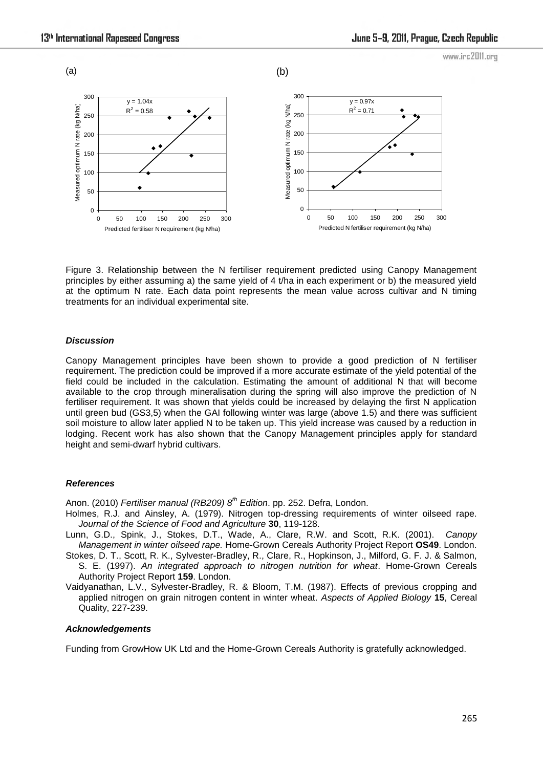(a)

y = 1.04x
$R^2$ = 0.58

Measured optimum N rate (kg N/ha)

Predicted fertiliser N requirement (kg N/ha)

0 50 100 150 200 250 300

(b)

y = 0.97x
$R^2$ = 0.71

Measured optimum N rate (kg N/ha)

Predicted N fertiliser requirement (kg N/ha)

0 50 100 150 200 250 300

Figure 3. Relationship between the N fertiliser requirement predicted using Canopy Management principles by either assuming a) the same yield of 4 t/ha in each experiment or b) the measured yield at the optimum N rate. Each data point represents the mean value across cultivar and N timing treatments for an individual experimental site.

### *Discussion*

Canopy Management principles have been shown to provide a good prediction of N fertiliser requirement. The prediction could be improved if a more accurate estimate of the yield potential of the field could be included in the calculation. Estimating the amount of additional N that will become available to the crop through mineralisation during the spring will also improve the prediction of N fertiliser requirement. It was shown that yields could be increased by delaying the first N application until green bud (GS3,5) when the GAI following winter was large (above 1.5) and there was sufficient soil moisture to allow later applied N to be taken up. This yield increase was caused by a reduction in lodging. Recent work has also shown that the Canopy Management principles apply for standard height and semi-dwarf hybrid cultivars.

### *References*

Anon. (2010) *Fertiliser manual (RB209) 8th Edition*. pp. 252. Defra, London.

Holmes, R.J. and Ainsley, A. (1979). Nitrogen top-dressing requirements of winter oilseed rape. *Journal of the Science of Food and Agriculture* **30**, 119-128.

Lunn, G.D., Spink, J., Stokes, D.T., Wade, A., Clare, R.W. and Scott, R.K. (2001). *Canopy Management in winter oilseed rape.* Home-Grown Cereals Authority Project Report **OS49**. London.

Stokes, D. T., Scott, R. K., Sylvester-Bradley, R., Clare, R., Hopkinson, J., Milford, G. F. J. & Salmon, S. E. (1997). *An integrated approach to nitrogen nutrition for wheat*. Home-Grown Cereals Authority Project Report **159**. London.

Vaidyanathan, L.V., Sylvester-Bradley, R. & Bloom, T.M. (1987). Effects of previous cropping and applied nitrogen on grain nitrogen content in winter wheat. *Aspects of Applied Biology* **15**, Cereal Quality, 227-239.

### *Acknowledgements*

Funding from GrowHow UK Ltd and the Home-Grown Cereals Authority is gratefully acknowledged.